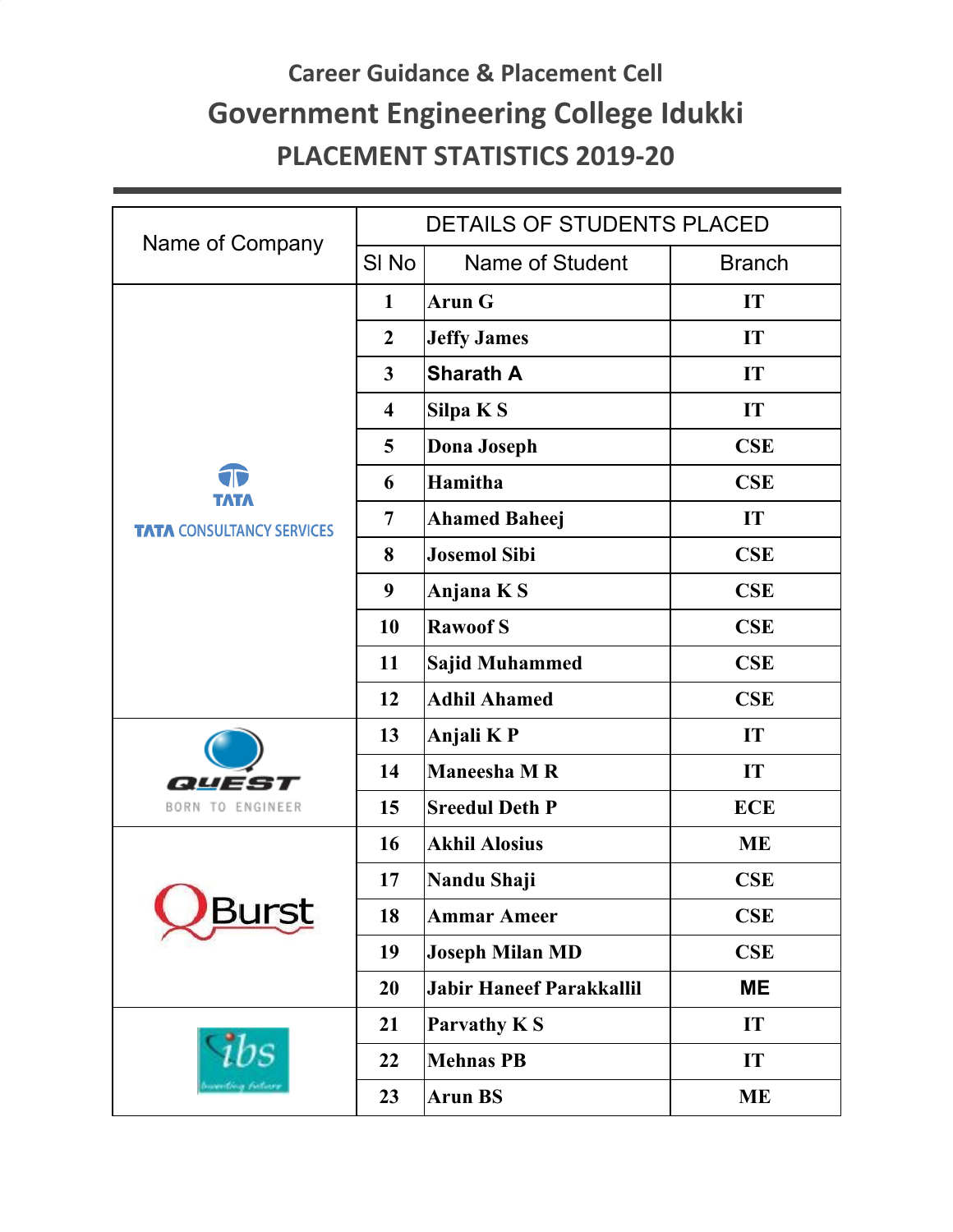# Career Guidance & Placement Cell

# Government Engineering College Idukki

## PLACEMENT STATISTICS 2019-20

| Name of Company | DETAILS OF STUDENTS PLACED | | |
|---|---|---|---|
| | Sl No | Name of Student | Branch |
| TATA CONSULTANCY SERVICES | 1 | Arun G | IT |
| | 2 | Jeffy James | IT |
| | 3 | Sharath A | IT |
| | 4 | Silpa K S | IT |
| | 5 | Dona Joseph | CSE |
| | 6 | Hamitha | CSE |
| | 7 | Ahamed Baheej | IT |
| | 8 | Josemol Sibi | CSE |
| | 9 | Anjana K S | CSE |
| | 10 | Rawoof S | CSE |
| | 11 | Sajid Muhammed | CSE |
| | 12 | Adhil Ahamed | CSE |
| QUEST BORN TO ENGINEER | 13 | Anjali K P | IT |
| | 14 | Maneesha M R | IT |
| | 15 | Sreedul Deth P | ECE |
| QBurst | 16 | Akhil Alosius | ME |
| | 17 | Nandu Shaji | CSE |
| | 18 | Ammar Ameer | CSE |
| | 19 | Joseph Milan MD | CSE |
| | 20 | Jabir Haneef Parakkallil | ME |
| ibs | 21 | Parvathy K S | IT |
| | 22 | Mehnas PB | IT |
| | 23 | Arun BS | ME |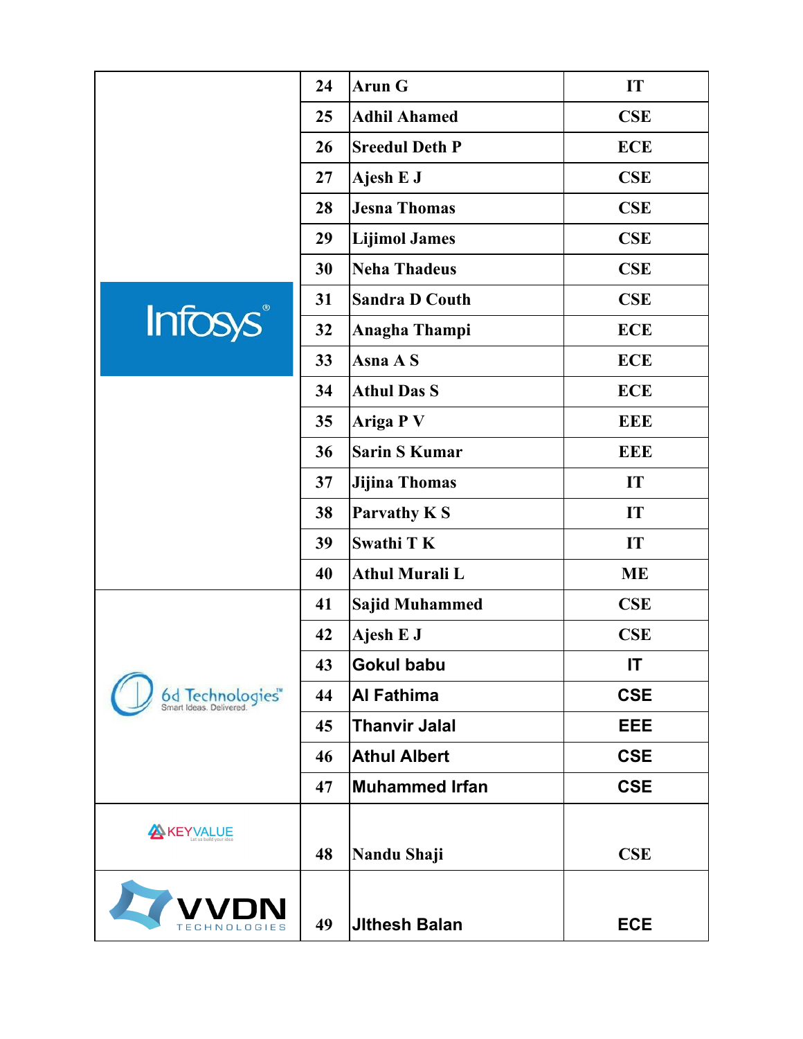| Company | No. | Name | Branch |
|---|---|---|---|
| Infosys | 24 | Arun G | IT |
| | 25 | Adhil Ahamed | CSE |
| | 26 | Sreedul Deth P | ECE |
| | 27 | Ajesh E J | CSE |
| | 28 | Jesna Thomas | CSE |
| | 29 | Lijimol James | CSE |
| | 30 | Neha Thadeus | CSE |
| | 31 | Sandra D Couth | CSE |
| | 32 | Anagha Thampi | ECE |
| | 33 | Asna A S | ECE |
| | 34 | Athul Das S | ECE |
| | 35 | Ariga P V | EEE |
| | 36 | Sarin S Kumar | EEE |
| | 37 | Jijina Thomas | IT |
| | 38 | Parvathy K S | IT |
| | 39 | Swathi T K | IT |
| | 40 | Athul Murali L | ME |
| 6d Technologies | 41 | Sajid Muhammed | CSE |
| | 42 | Ajesh E J | CSE |
| | 43 | Gokul babu | IT |
| | 44 | Al Fathima | CSE |
| | 45 | Thanvir Jalal | EEE |
| | 46 | Athul Albert | CSE |
| | 47 | Muhammed Irfan | CSE |
| KeyValue | 48 | Nandu Shaji | CSE |
| VVDN Technologies | 49 | JIthesh Balan | ECE |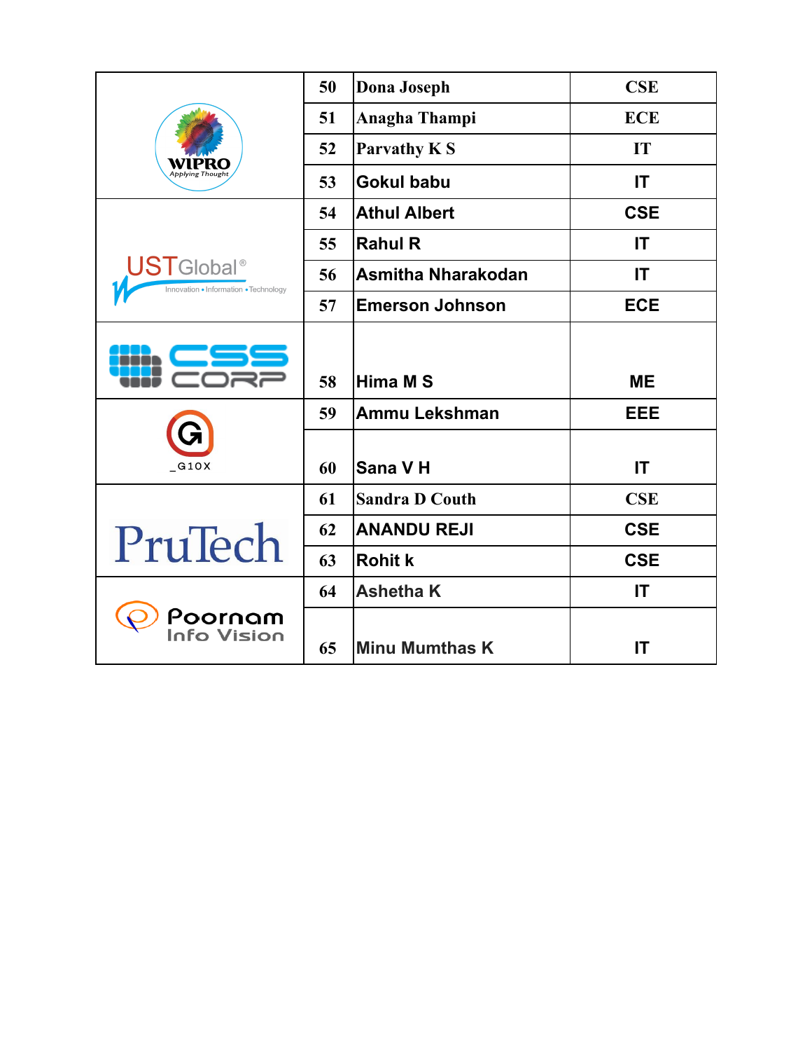| | | | |
|---|---|---|---|
| WIPRO Applying Thought | 50 | Dona Joseph | CSE |
| | 51 | Anagha Thampi | ECE |
| | 52 | Parvathy K S | IT |
| | 53 | Gokul babu | IT |
| USTGlobal® Innovation • Information • Technology | 54 | Athul Albert | CSE |
| | 55 | Rahul R | IT |
| | 56 | Asmitha Nharakodan | IT |
| | 57 | Emerson Johnson | ECE |
| CSS CORP | 58 | Hima M S | ME |
| _G10X | 59 | Ammu Lekshman | EEE |
| | 60 | Sana V H | IT |
| PruTech | 61 | Sandra D Couth | CSE |
| | 62 | ANANDU REJI | CSE |
| | 63 | Rohit k | CSE |
| Poornam Info Vision | 64 | Ashetha K | IT |
| | 65 | Minu Mumthas K | IT |